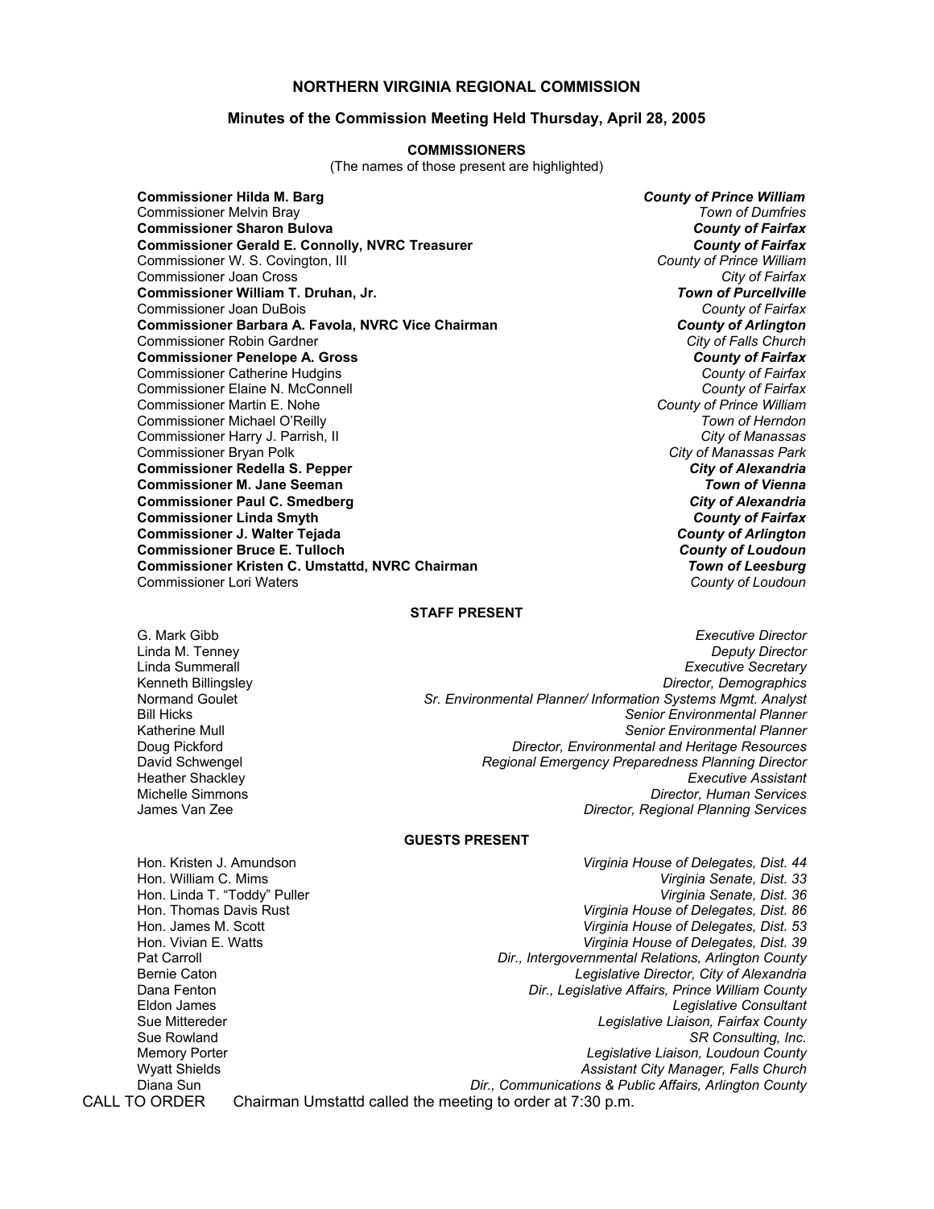## NORTHERN VIRGINIA REGIONAL COMMISSION

### Minutes of the Commission Meeting Held Thursday, April 28, 2005

**COMMISSIONERS**

(The names of those present are highlighted)

| | |
|---|---|
| **Commissioner Hilda M. Barg** | ***County of Prince William*** |
| Commissioner Melvin Bray | *Town of Dumfries* |
| **Commissioner Sharon Bulova** | ***County of Fairfax*** |
| **Commissioner Gerald E. Connolly, NVRC Treasurer** | ***County of Fairfax*** |
| Commissioner W. S. Covington, III | *County of Prince William* |
| Commissioner Joan Cross | *City of Fairfax* |
| **Commissioner William T. Druhan, Jr.** | ***Town of Purcellville*** |
| Commissioner Joan DuBois | *County of Fairfax* |
| **Commissioner Barbara A. Favola, NVRC Vice Chairman** | ***County of Arlington*** |
| Commissioner Robin Gardner | *City of Falls Church* |
| **Commissioner Penelope A. Gross** | ***County of Fairfax*** |
| Commissioner Catherine Hudgins | *County of Fairfax* |
| Commissioner Elaine N. McConnell | *County of Fairfax* |
| Commissioner Martin E. Nohe | *County of Prince William* |
| Commissioner Michael O'Reilly | *Town of Herndon* |
| Commissioner Harry J. Parrish, II | *City of Manassas* |
| Commissioner Bryan Polk | *City of Manassas Park* |
| **Commissioner Redella S. Pepper** | ***City of Alexandria*** |
| **Commissioner M. Jane Seeman** | ***Town of Vienna*** |
| **Commissioner Paul C. Smedberg** | ***City of Alexandria*** |
| **Commissioner Linda Smyth** | ***County of Fairfax*** |
| **Commissioner J. Walter Tejada** | ***County of Arlington*** |
| **Commissioner Bruce E. Tulloch** | ***County of Loudoun*** |
| **Commissioner Kristen C. Umstattd, NVRC Chairman** | ***Town of Leesburg*** |
| Commissioner Lori Waters | *County of Loudoun* |

**STAFF PRESENT**

| | |
|---|---|
| G. Mark Gibb | *Executive Director* |
| Linda M. Tenney | *Deputy Director* |
| Linda Summerall | *Executive Secretary* |
| Kenneth Billingsley | *Director, Demographics* |
| Normand Goulet | *Sr. Environmental Planner/ Information Systems Mgmt. Analyst* |
| Bill Hicks | *Senior Environmental Planner* |
| Katherine Mull | *Senior Environmental Planner* |
| Doug Pickford | *Director, Environmental and Heritage Resources* |
| David Schwengel | *Regional Emergency Preparedness Planning Director* |
| Heather Shackley | *Executive Assistant* |
| Michelle Simmons | *Director, Human Services* |
| James Van Zee | *Director, Regional Planning Services* |

**GUESTS PRESENT**

| | |
|---|---|
| Hon. Kristen J. Amundson | *Virginia House of Delegates, Dist. 44* |
| Hon. William C. Mims | *Virginia Senate, Dist. 33* |
| Hon. Linda T. "Toddy" Puller | *Virginia Senate, Dist. 36* |
| Hon. Thomas Davis Rust | *Virginia House of Delegates, Dist. 86* |
| Hon. James M. Scott | *Virginia House of Delegates, Dist. 53* |
| Hon. Vivian E. Watts | *Virginia House of Delegates, Dist. 39* |
| Pat Carroll | *Dir., Intergovernmental Relations, Arlington County* |
| Bernie Caton | *Legislative Director, City of Alexandria* |
| Dana Fenton | *Dir., Legislative Affairs, Prince William County* |
| Eldon James | *Legislative Consultant* |
| Sue Mittereder | *Legislative Liaison, Fairfax County* |
| Sue Rowland | *SR Consulting, Inc.* |
| Memory Porter | *Legislative Liaison, Loudoun County* |
| Wyatt Shields | *Assistant City Manager, Falls Church* |
| Diana Sun | *Dir., Communications & Public Affairs, Arlington County* |

CALL TO ORDER Chairman Umstattd called the meeting to order at 7:30 p.m.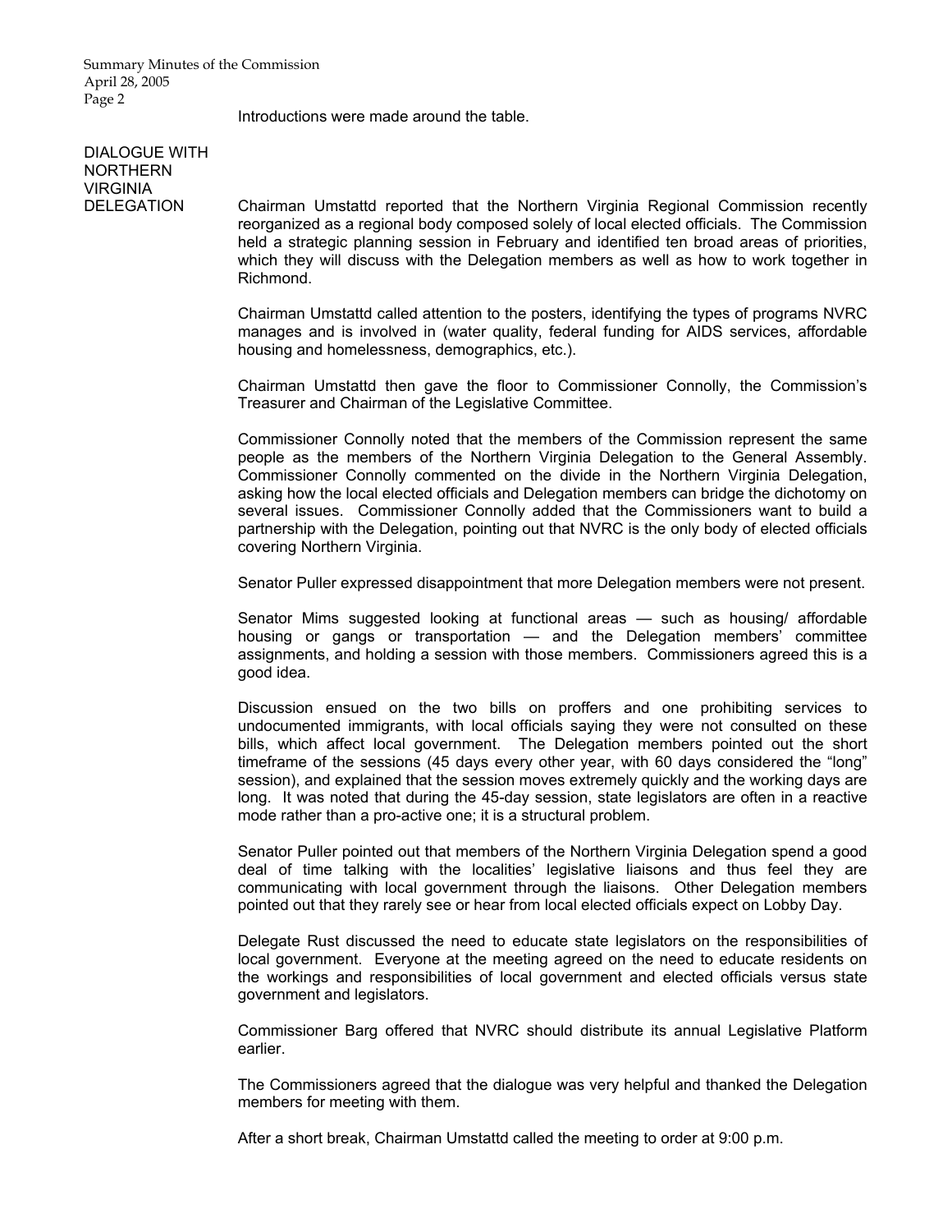Introductions were made around the table.

## DIALOGUE WITH NORTHERN VIRGINIA DELEGATION

Chairman Umstattd reported that the Northern Virginia Regional Commission recently reorganized as a regional body composed solely of local elected officials. The Commission held a strategic planning session in February and identified ten broad areas of priorities, which they will discuss with the Delegation members as well as how to work together in Richmond.

Chairman Umstattd called attention to the posters, identifying the types of programs NVRC manages and is involved in (water quality, federal funding for AIDS services, affordable housing and homelessness, demographics, etc.).

Chairman Umstattd then gave the floor to Commissioner Connolly, the Commission's Treasurer and Chairman of the Legislative Committee.

Commissioner Connolly noted that the members of the Commission represent the same people as the members of the Northern Virginia Delegation to the General Assembly. Commissioner Connolly commented on the divide in the Northern Virginia Delegation, asking how the local elected officials and Delegation members can bridge the dichotomy on several issues. Commissioner Connolly added that the Commissioners want to build a partnership with the Delegation, pointing out that NVRC is the only body of elected officials covering Northern Virginia.

Senator Puller expressed disappointment that more Delegation members were not present.

Senator Mims suggested looking at functional areas — such as housing/ affordable housing or gangs or transportation — and the Delegation members' committee assignments, and holding a session with those members. Commissioners agreed this is a good idea.

Discussion ensued on the two bills on proffers and one prohibiting services to undocumented immigrants, with local officials saying they were not consulted on these bills, which affect local government. The Delegation members pointed out the short timeframe of the sessions (45 days every other year, with 60 days considered the "long" session), and explained that the session moves extremely quickly and the working days are long. It was noted that during the 45-day session, state legislators are often in a reactive mode rather than a pro-active one; it is a structural problem.

Senator Puller pointed out that members of the Northern Virginia Delegation spend a good deal of time talking with the localities' legislative liaisons and thus feel they are communicating with local government through the liaisons. Other Delegation members pointed out that they rarely see or hear from local elected officials expect on Lobby Day.

Delegate Rust discussed the need to educate state legislators on the responsibilities of local government. Everyone at the meeting agreed on the need to educate residents on the workings and responsibilities of local government and elected officials versus state government and legislators.

Commissioner Barg offered that NVRC should distribute its annual Legislative Platform earlier.

The Commissioners agreed that the dialogue was very helpful and thanked the Delegation members for meeting with them.

After a short break, Chairman Umstattd called the meeting to order at 9:00 p.m.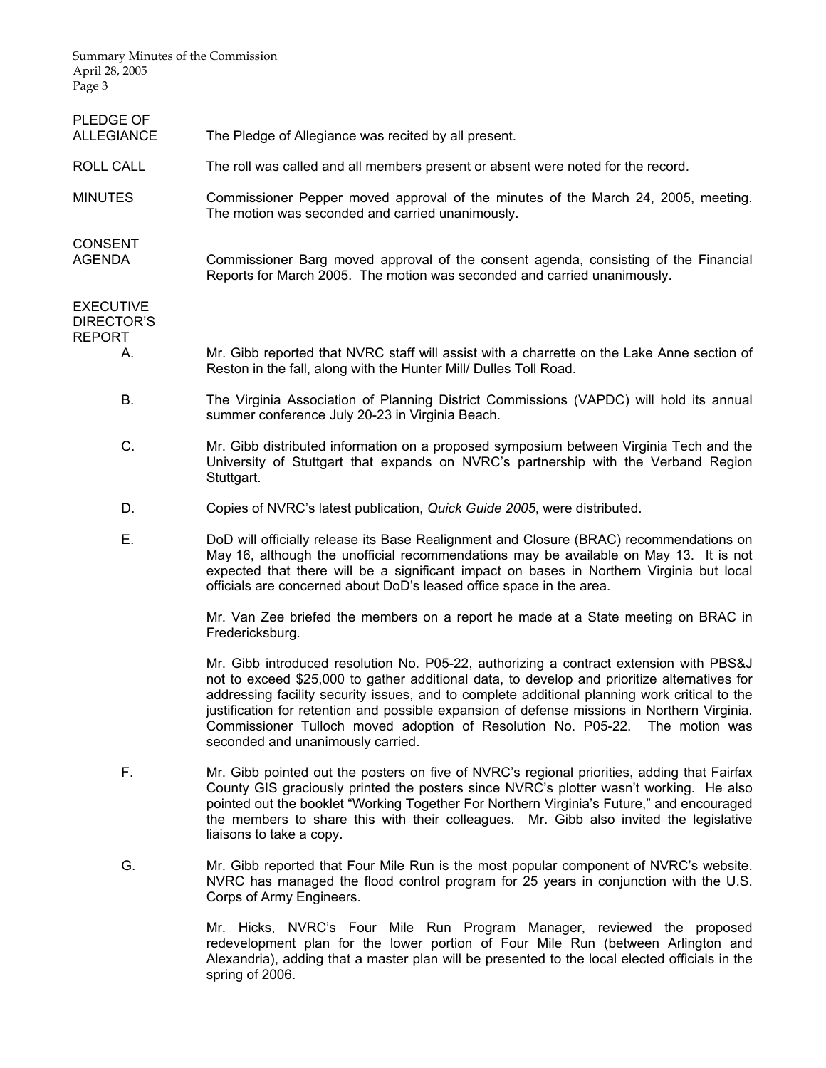**PLEDGE OF ALLEGIANCE**

The Pledge of Allegiance was recited by all present.

**ROLL CALL**

The roll was called and all members present or absent were noted for the record.

**MINUTES**

Commissioner Pepper moved approval of the minutes of the March 24, 2005, meeting. The motion was seconded and carried unanimously.

**CONSENT AGENDA**

Commissioner Barg moved approval of the consent agenda, consisting of the Financial Reports for March 2005. The motion was seconded and carried unanimously.

**EXECUTIVE DIRECTOR'S REPORT**

A. Mr. Gibb reported that NVRC staff will assist with a charrette on the Lake Anne section of Reston in the fall, along with the Hunter Mill/ Dulles Toll Road.

B. The Virginia Association of Planning District Commissions (VAPDC) will hold its annual summer conference July 20-23 in Virginia Beach.

C. Mr. Gibb distributed information on a proposed symposium between Virginia Tech and the University of Stuttgart that expands on NVRC's partnership with the Verband Region Stuttgart.

D. Copies of NVRC's latest publication, *Quick Guide 2005*, were distributed.

E. DoD will officially release its Base Realignment and Closure (BRAC) recommendations on May 16, although the unofficial recommendations may be available on May 13. It is not expected that there will be a significant impact on bases in Northern Virginia but local officials are concerned about DoD's leased office space in the area.

Mr. Van Zee briefed the members on a report he made at a State meeting on BRAC in Fredericksburg.

Mr. Gibb introduced resolution No. P05-22, authorizing a contract extension with PBS&J not to exceed $25,000 to gather additional data, to develop and prioritize alternatives for addressing facility security issues, and to complete additional planning work critical to the justification for retention and possible expansion of defense missions in Northern Virginia. Commissioner Tulloch moved adoption of Resolution No. P05-22. The motion was seconded and unanimously carried.

F. Mr. Gibb pointed out the posters on five of NVRC's regional priorities, adding that Fairfax County GIS graciously printed the posters since NVRC's plotter wasn't working. He also pointed out the booklet "Working Together For Northern Virginia's Future," and encouraged the members to share this with their colleagues. Mr. Gibb also invited the legislative liaisons to take a copy.

G. Mr. Gibb reported that Four Mile Run is the most popular component of NVRC's website. NVRC has managed the flood control program for 25 years in conjunction with the U.S. Corps of Army Engineers.

Mr. Hicks, NVRC's Four Mile Run Program Manager, reviewed the proposed redevelopment plan for the lower portion of Four Mile Run (between Arlington and Alexandria), adding that a master plan will be presented to the local elected officials in the spring of 2006.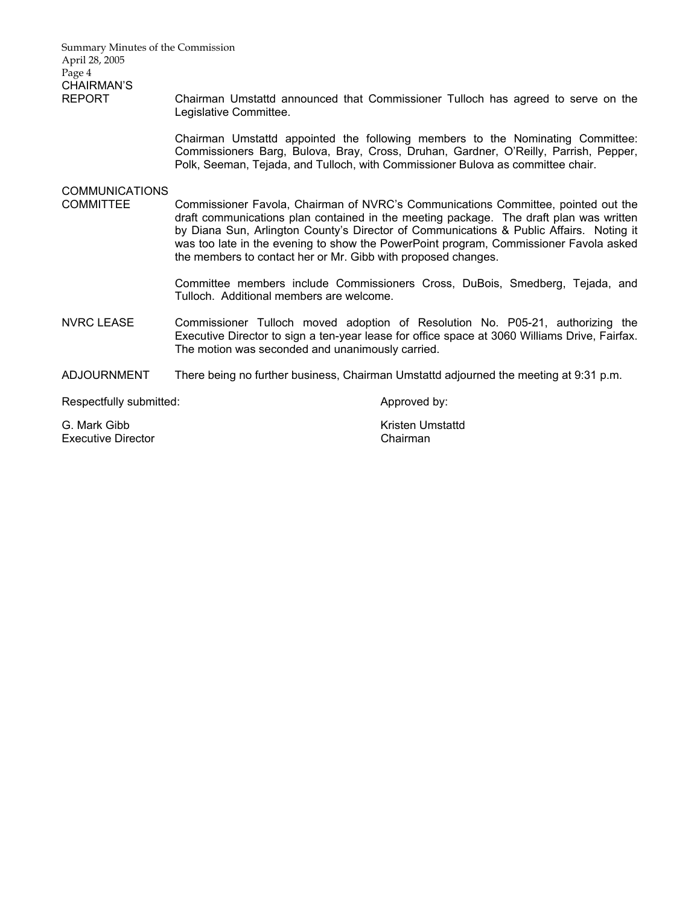**CHAIRMAN'S REPORT**

Chairman Umstattd announced that Commissioner Tulloch has agreed to serve on the Legislative Committee.

Chairman Umstattd appointed the following members to the Nominating Committee: Commissioners Barg, Bulova, Bray, Cross, Druhan, Gardner, O'Reilly, Parrish, Pepper, Polk, Seeman, Tejada, and Tulloch, with Commissioner Bulova as committee chair.

**COMMUNICATIONS COMMITTEE**

Commissioner Favola, Chairman of NVRC's Communications Committee, pointed out the draft communications plan contained in the meeting package. The draft plan was written by Diana Sun, Arlington County's Director of Communications & Public Affairs. Noting it was too late in the evening to show the PowerPoint program, Commissioner Favola asked the members to contact her or Mr. Gibb with proposed changes.

Committee members include Commissioners Cross, DuBois, Smedberg, Tejada, and Tulloch. Additional members are welcome.

**NVRC LEASE**

Commissioner Tulloch moved adoption of Resolution No. P05-21, authorizing the Executive Director to sign a ten-year lease for office space at 3060 Williams Drive, Fairfax. The motion was seconded and unanimously carried.

**ADJOURNMENT**

There being no further business, Chairman Umstattd adjourned the meeting at 9:31 p.m.

Respectfully submitted:

G. Mark Gibb
Executive Director

Approved by:

Kristen Umstattd
Chairman